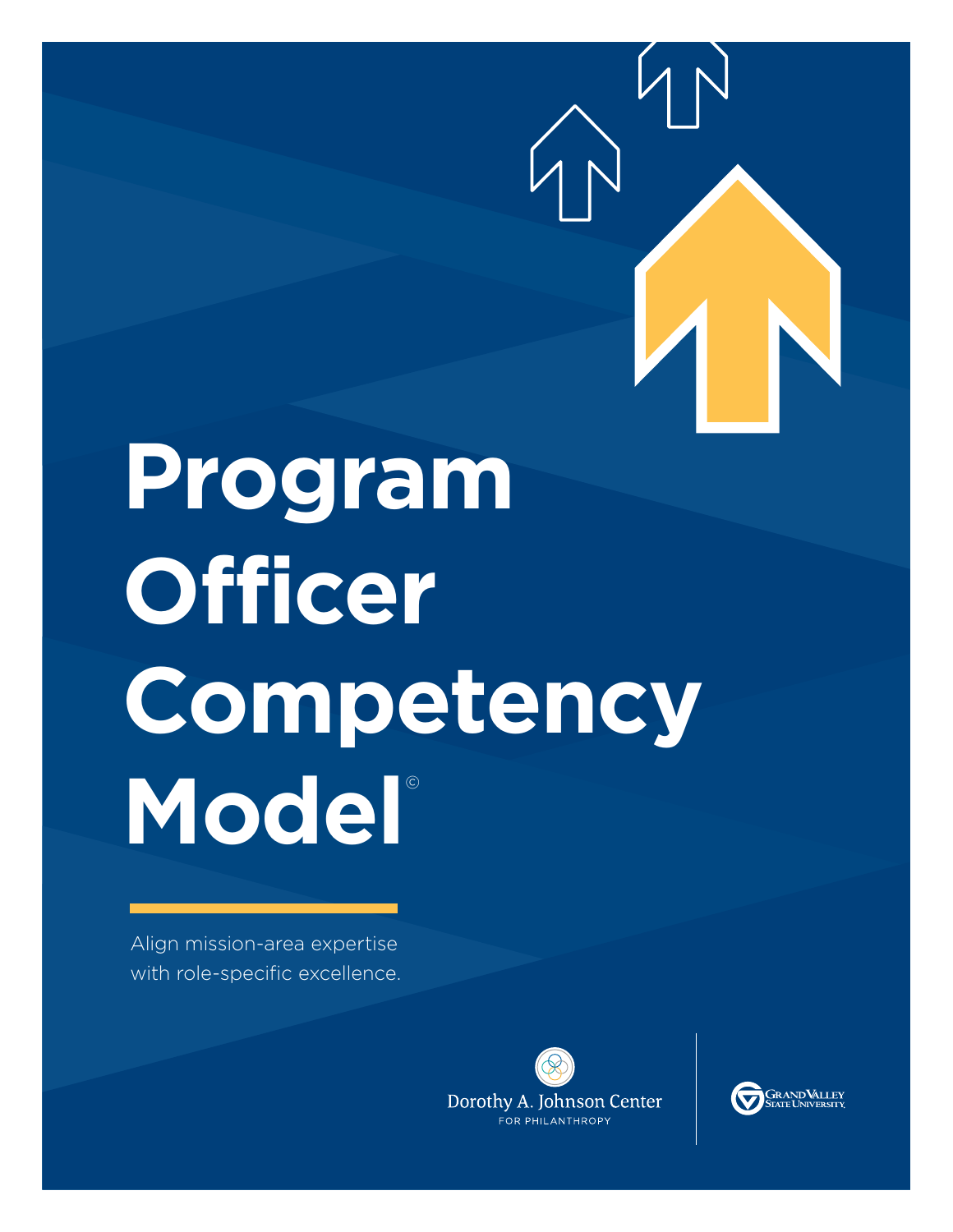# Program Officer Competency Model©

Align mission-area expertise with role-specific excellence.

Dorothy A. Johnson Center FOR PHILANTHROPY

Grand Valley State University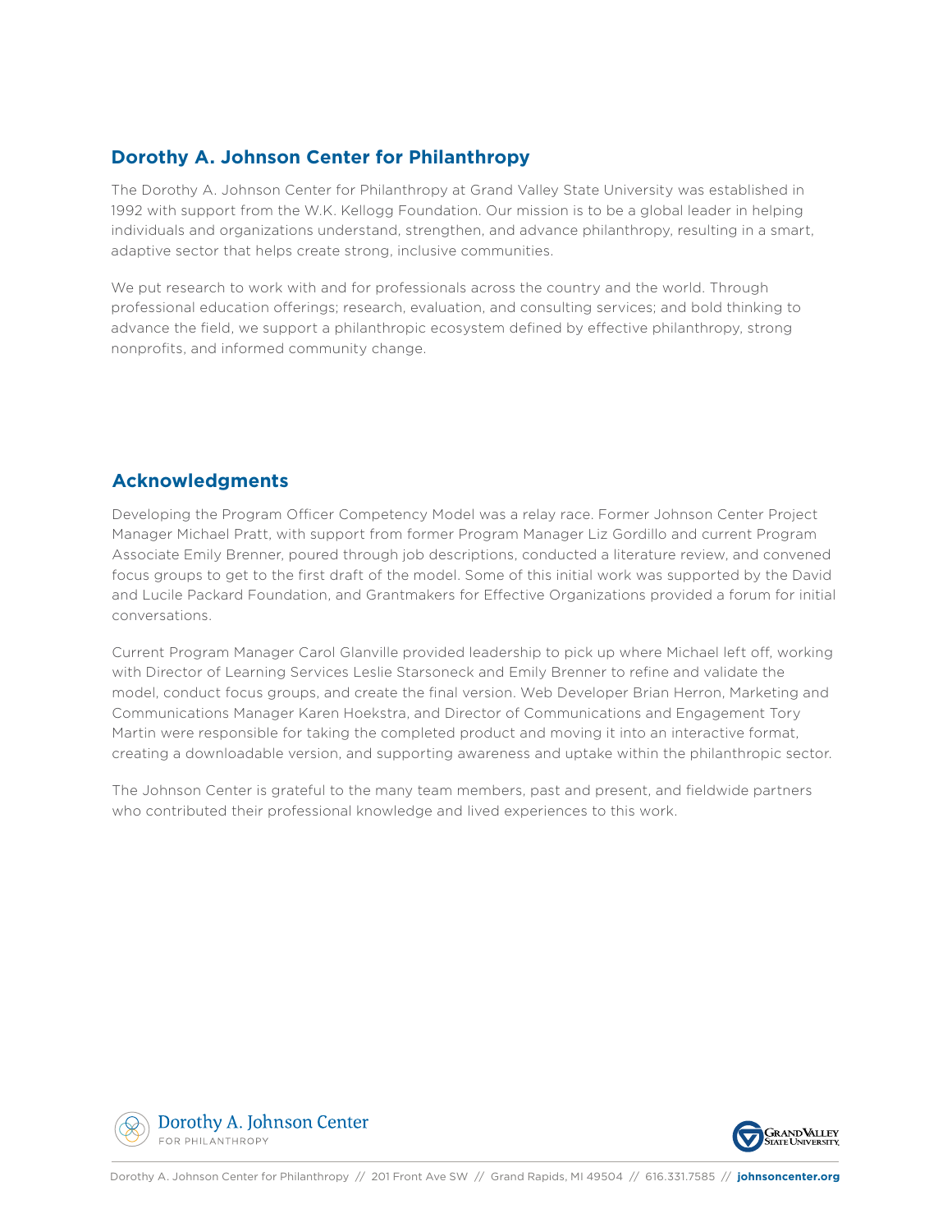## Dorothy A. Johnson Center for Philanthropy

The Dorothy A. Johnson Center for Philanthropy at Grand Valley State University was established in 1992 with support from the W.K. Kellogg Foundation. Our mission is to be a global leader in helping individuals and organizations understand, strengthen, and advance philanthropy, resulting in a smart, adaptive sector that helps create strong, inclusive communities.

We put research to work with and for professionals across the country and the world. Through professional education offerings; research, evaluation, and consulting services; and bold thinking to advance the field, we support a philanthropic ecosystem defined by effective philanthropy, strong nonprofits, and informed community change.

## Acknowledgments

Developing the Program Officer Competency Model was a relay race. Former Johnson Center Project Manager Michael Pratt, with support from former Program Manager Liz Gordillo and current Program Associate Emily Brenner, poured through job descriptions, conducted a literature review, and convened focus groups to get to the first draft of the model. Some of this initial work was supported by the David and Lucile Packard Foundation, and Grantmakers for Effective Organizations provided a forum for initial conversations.

Current Program Manager Carol Glanville provided leadership to pick up where Michael left off, working with Director of Learning Services Leslie Starsoneck and Emily Brenner to refine and validate the model, conduct focus groups, and create the final version. Web Developer Brian Herron, Marketing and Communications Manager Karen Hoekstra, and Director of Communications and Engagement Tory Martin were responsible for taking the completed product and moving it into an interactive format, creating a downloadable version, and supporting awareness and uptake within the philanthropic sector.

The Johnson Center is grateful to the many team members, past and present, and fieldwide partners who contributed their professional knowledge and lived experiences to this work.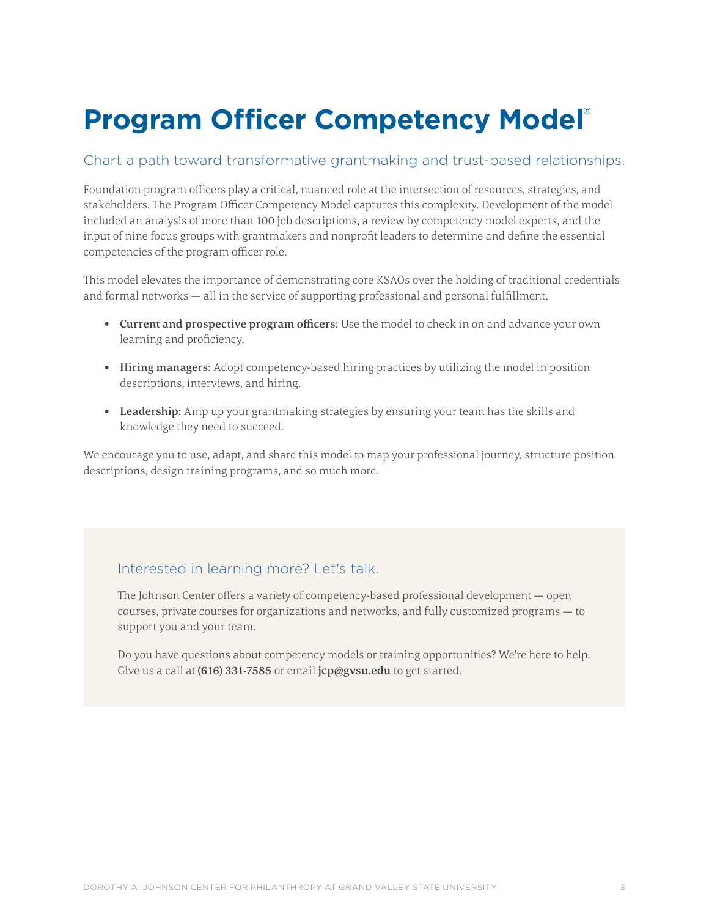# Program Officer Competency Model©

## Chart a path toward transformative grantmaking and trust-based relationships.

Foundation program officers play a critical, nuanced role at the intersection of resources, strategies, and stakeholders. The Program Officer Competency Model captures this complexity. Development of the model included an analysis of more than 100 job descriptions, a review by competency model experts, and the input of nine focus groups with grantmakers and nonprofit leaders to determine and define the essential competencies of the program officer role.

This model elevates the importance of demonstrating core KSAOs over the holding of traditional credentials and formal networks — all in the service of supporting professional and personal fulfillment.

- **Current and prospective program officers:** Use the model to check in on and advance your own learning and proficiency.
- **Hiring managers:** Adopt competency-based hiring practices by utilizing the model in position descriptions, interviews, and hiring.
- **Leadership:** Amp up your grantmaking strategies by ensuring your team has the skills and knowledge they need to succeed.

We encourage you to use, adapt, and share this model to map your professional journey, structure position descriptions, design training programs, and so much more.

### Interested in learning more? Let's talk.

The Johnson Center offers a variety of competency-based professional development — open courses, private courses for organizations and networks, and fully customized programs — to support you and your team.

Do you have questions about competency models or training opportunities? We're here to help. Give us a call at **(616) 331-7585** or email **jcp@gvsu.edu** to get started.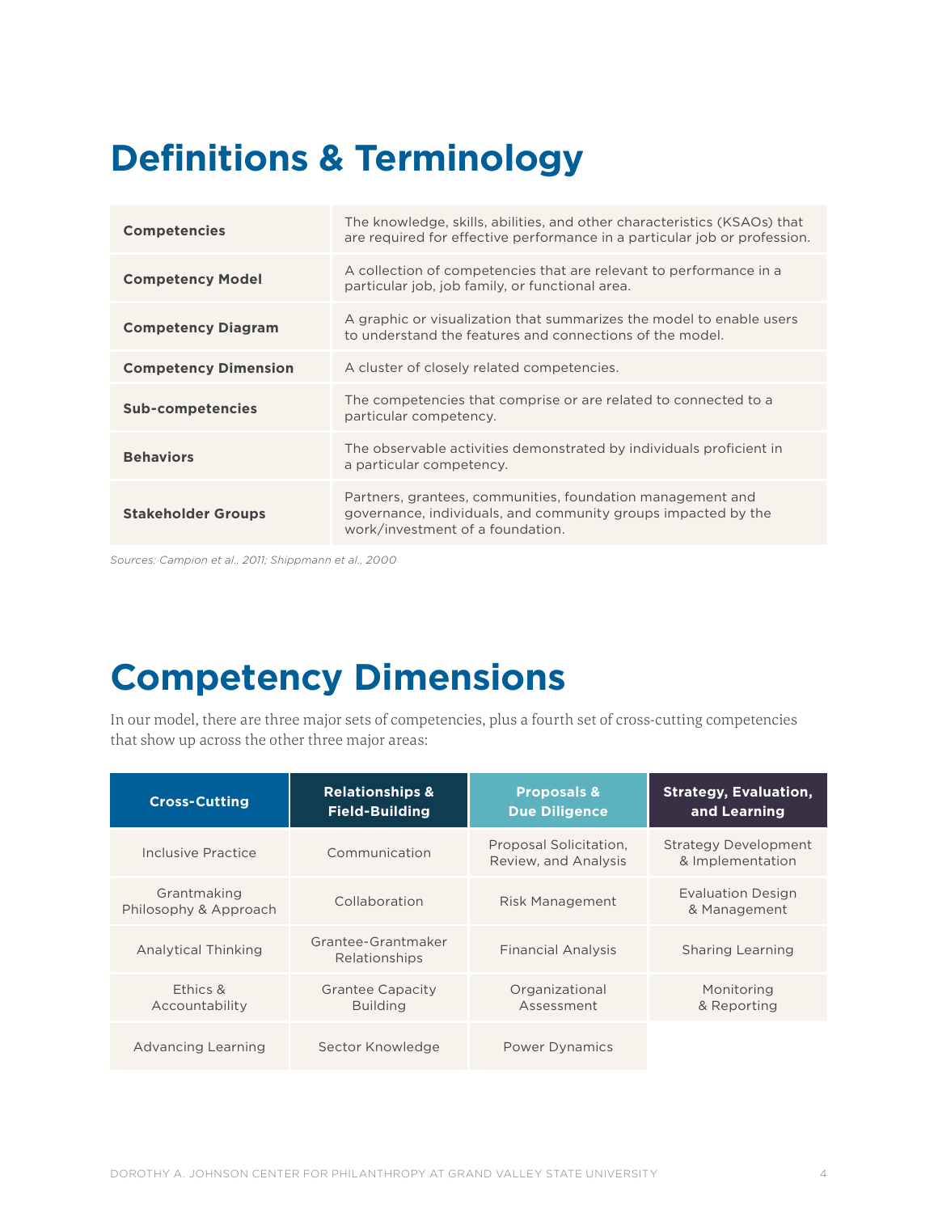# Definitions & Terminology

| Term | Definition |
|---|---|
| **Competencies** | The knowledge, skills, abilities, and other characteristics (KSAOs) that are required for effective performance in a particular job or profession. |
| **Competency Model** | A collection of competencies that are relevant to performance in a particular job, job family, or functional area. |
| **Competency Diagram** | A graphic or visualization that summarizes the model to enable users to understand the features and connections of the model. |
| **Competency Dimension** | A cluster of closely related competencies. |
| **Sub-competencies** | The competencies that comprise or are related to connected to a particular competency. |
| **Behaviors** | The observable activities demonstrated by individuals proficient in a particular competency. |
| **Stakeholder Groups** | Partners, grantees, communities, foundation management and governance, individuals, and community groups impacted by the work/investment of a foundation. |

*Sources: Campion et al., 2011; Shippmann et al., 2000*

# Competency Dimensions

In our model, there are three major sets of competencies, plus a fourth set of cross-cutting competencies that show up across the other three major areas:

| Cross-Cutting | Relationships & Field-Building | Proposals & Due Diligence | Strategy, Evaluation, and Learning |
|---|---|---|---|
| Inclusive Practice | Communication | Proposal Solicitation, Review, and Analysis | Strategy Development & Implementation |
| Grantmaking Philosophy & Approach | Collaboration | Risk Management | Evaluation Design & Management |
| Analytical Thinking | Grantee-Grantmaker Relationships | Financial Analysis | Sharing Learning |
| Ethics & Accountability | Grantee Capacity Building | Organizational Assessment | Monitoring & Reporting |
| Advancing Learning | Sector Knowledge | Power Dynamics | |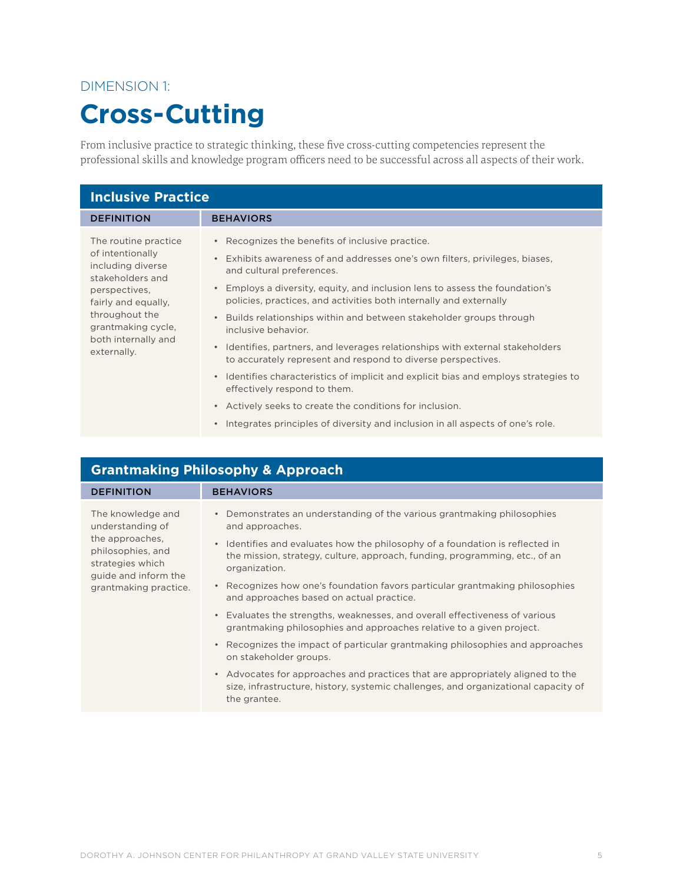DIMENSION 1:

# Cross-Cutting

From inclusive practice to strategic thinking, these five cross-cutting competencies represent the professional skills and knowledge program officers need to be successful across all aspects of their work.

## Inclusive Practice

| DEFINITION | BEHAVIORS |
|---|---|
| The routine practice of intentionally including diverse stakeholders and perspectives, fairly and equally, throughout the grantmaking cycle, both internally and externally. | • Recognizes the benefits of inclusive practice.<br>• Exhibits awareness of and addresses one's own filters, privileges, biases, and cultural preferences.<br>• Employs a diversity, equity, and inclusion lens to assess the foundation's policies, practices, and activities both internally and externally<br>• Builds relationships within and between stakeholder groups through inclusive behavior.<br>• Identifies, partners, and leverages relationships with external stakeholders to accurately represent and respond to diverse perspectives.<br>• Identifies characteristics of implicit and explicit bias and employs strategies to effectively respond to them.<br>• Actively seeks to create the conditions for inclusion.<br>• Integrates principles of diversity and inclusion in all aspects of one's role. |

## Grantmaking Philosophy & Approach

| DEFINITION | BEHAVIORS |
|---|---|
| The knowledge and understanding of the approaches, philosophies, and strategies which guide and inform the grantmaking practice. | • Demonstrates an understanding of the various grantmaking philosophies and approaches.<br>• Identifies and evaluates how the philosophy of a foundation is reflected in the mission, strategy, culture, approach, funding, programming, etc., of an organization.<br>• Recognizes how one's foundation favors particular grantmaking philosophies and approaches based on actual practice.<br>• Evaluates the strengths, weaknesses, and overall effectiveness of various grantmaking philosophies and approaches relative to a given project.<br>• Recognizes the impact of particular grantmaking philosophies and approaches on stakeholder groups.<br>• Advocates for approaches and practices that are appropriately aligned to the size, infrastructure, history, systemic challenges, and organizational capacity of the grantee. |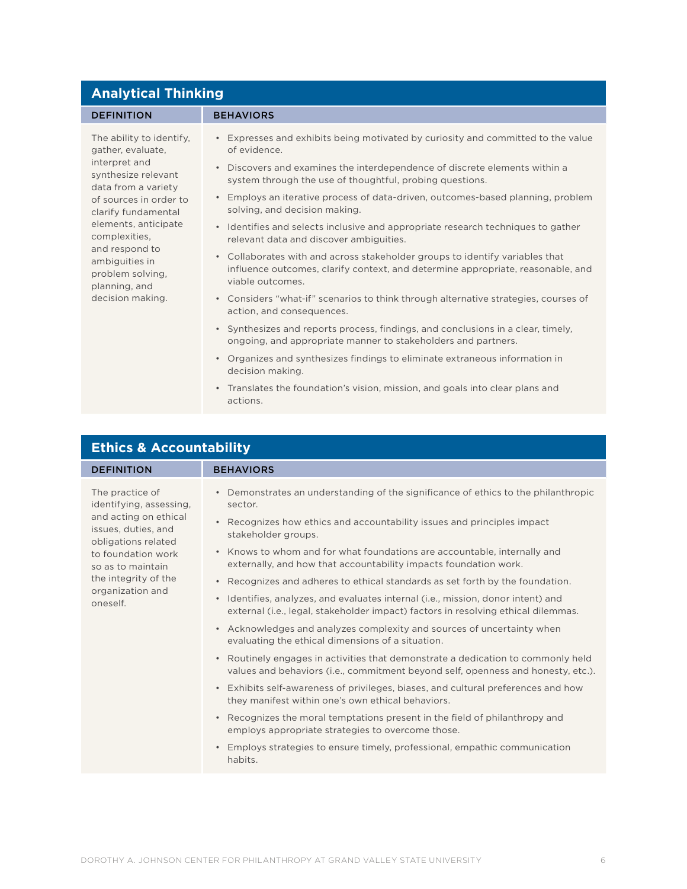## Analytical Thinking

| DEFINITION | BEHAVIORS |
| --- | --- |
| The ability to identify, gather, evaluate, interpret and synthesize relevant data from a variety of sources in order to clarify fundamental elements, anticipate complexities, and respond to ambiguities in problem solving, planning, and decision making. | • Expresses and exhibits being motivated by curiosity and committed to the value of evidence.<br>• Discovers and examines the interdependence of discrete elements within a system through the use of thoughtful, probing questions.<br>• Employs an iterative process of data-driven, outcomes-based planning, problem solving, and decision making.<br>• Identifies and selects inclusive and appropriate research techniques to gather relevant data and discover ambiguities.<br>• Collaborates with and across stakeholder groups to identify variables that influence outcomes, clarify context, and determine appropriate, reasonable, and viable outcomes.<br>• Considers "what-if" scenarios to think through alternative strategies, courses of action, and consequences.<br>• Synthesizes and reports process, findings, and conclusions in a clear, timely, ongoing, and appropriate manner to stakeholders and partners.<br>• Organizes and synthesizes findings to eliminate extraneous information in decision making.<br>• Translates the foundation's vision, mission, and goals into clear plans and actions. |

## Ethics & Accountability

| DEFINITION | BEHAVIORS |
| --- | --- |
| The practice of identifying, assessing, and acting on ethical issues, duties, and obligations related to foundation work so as to maintain the integrity of the organization and oneself. | • Demonstrates an understanding of the significance of ethics to the philanthropic sector.<br>• Recognizes how ethics and accountability issues and principles impact stakeholder groups.<br>• Knows to whom and for what foundations are accountable, internally and externally, and how that accountability impacts foundation work.<br>• Recognizes and adheres to ethical standards as set forth by the foundation.<br>• Identifies, analyzes, and evaluates internal (i.e., mission, donor intent) and external (i.e., legal, stakeholder impact) factors in resolving ethical dilemmas.<br>• Acknowledges and analyzes complexity and sources of uncertainty when evaluating the ethical dimensions of a situation.<br>• Routinely engages in activities that demonstrate a dedication to commonly held values and behaviors (i.e., commitment beyond self, openness and honesty, etc.).<br>• Exhibits self-awareness of privileges, biases, and cultural preferences and how they manifest within one's own ethical behaviors.<br>• Recognizes the moral temptations present in the field of philanthropy and employs appropriate strategies to overcome those.<br>• Employs strategies to ensure timely, professional, empathic communication habits. |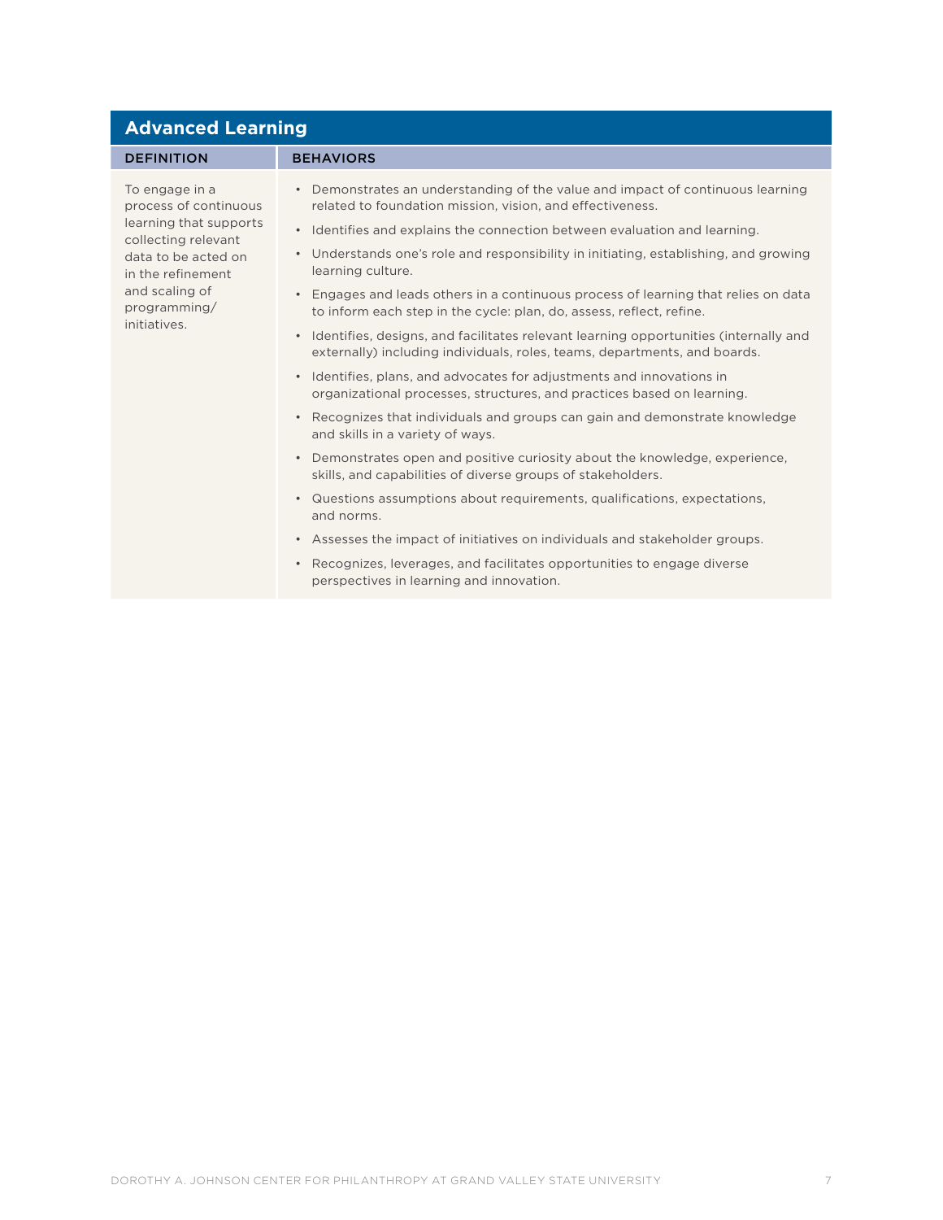## Advanced Learning

| DEFINITION | BEHAVIORS |
| --- | --- |
| To engage in a process of continuous learning that supports collecting relevant data to be acted on in the refinement and scaling of programming/ initiatives. | • Demonstrates an understanding of the value and impact of continuous learning related to foundation mission, vision, and effectiveness.<br>• Identifies and explains the connection between evaluation and learning.<br>• Understands one's role and responsibility in initiating, establishing, and growing learning culture.<br>• Engages and leads others in a continuous process of learning that relies on data to inform each step in the cycle: plan, do, assess, reflect, refine.<br>• Identifies, designs, and facilitates relevant learning opportunities (internally and externally) including individuals, roles, teams, departments, and boards.<br>• Identifies, plans, and advocates for adjustments and innovations in organizational processes, structures, and practices based on learning.<br>• Recognizes that individuals and groups can gain and demonstrate knowledge and skills in a variety of ways.<br>• Demonstrates open and positive curiosity about the knowledge, experience, skills, and capabilities of diverse groups of stakeholders.<br>• Questions assumptions about requirements, qualifications, expectations, and norms.<br>• Assesses the impact of initiatives on individuals and stakeholder groups.<br>• Recognizes, leverages, and facilitates opportunities to engage diverse perspectives in learning and innovation. |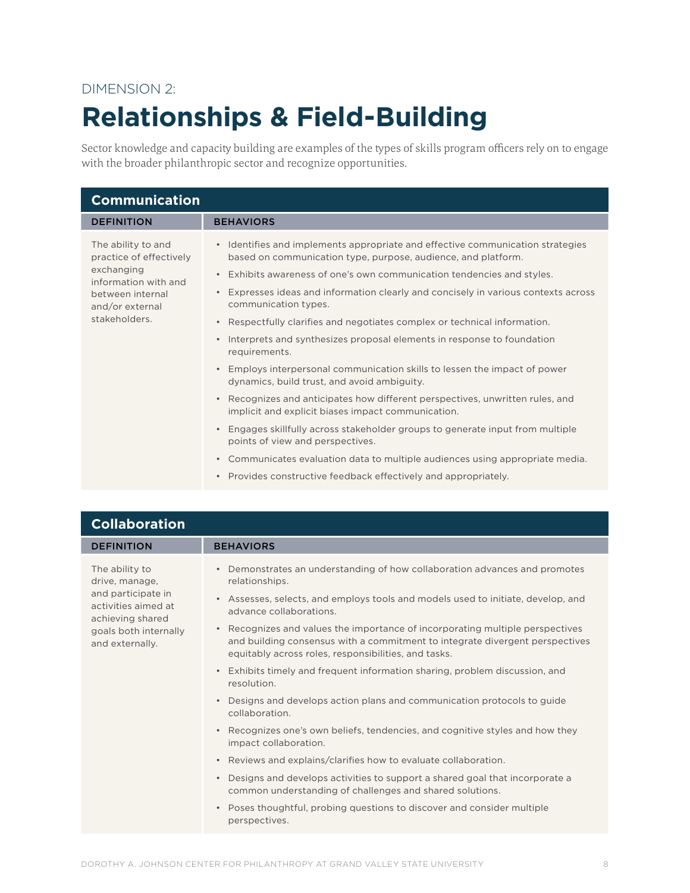DIMENSION 2:

# Relationships & Field-Building

Sector knowledge and capacity building are examples of the types of skills program officers rely on to engage with the broader philanthropic sector and recognize opportunities.

## Communication

| DEFINITION | BEHAVIORS |
| --- | --- |
| The ability to and practice of effectively exchanging information with and between internal and/or external stakeholders. | • Identifies and implements appropriate and effective communication strategies based on communication type, purpose, audience, and platform.<br>• Exhibits awareness of one's own communication tendencies and styles.<br>• Expresses ideas and information clearly and concisely in various contexts across communication types.<br>• Respectfully clarifies and negotiates complex or technical information.<br>• Interprets and synthesizes proposal elements in response to foundation requirements.<br>• Employs interpersonal communication skills to lessen the impact of power dynamics, build trust, and avoid ambiguity.<br>• Recognizes and anticipates how different perspectives, unwritten rules, and implicit and explicit biases impact communication.<br>• Engages skillfully across stakeholder groups to generate input from multiple points of view and perspectives.<br>• Communicates evaluation data to multiple audiences using appropriate media.<br>• Provides constructive feedback effectively and appropriately. |

## Collaboration

| DEFINITION | BEHAVIORS |
| --- | --- |
| The ability to drive, manage, and participate in activities aimed at achieving shared goals both internally and externally. | • Demonstrates an understanding of how collaboration advances and promotes relationships.<br>• Assesses, selects, and employs tools and models used to initiate, develop, and advance collaborations.<br>• Recognizes and values the importance of incorporating multiple perspectives and building consensus with a commitment to integrate divergent perspectives equitably across roles, responsibilities, and tasks.<br>• Exhibits timely and frequent information sharing, problem discussion, and resolution.<br>• Designs and develops action plans and communication protocols to guide collaboration.<br>• Recognizes one's own beliefs, tendencies, and cognitive styles and how they impact collaboration.<br>• Reviews and explains/clarifies how to evaluate collaboration.<br>• Designs and develops activities to support a shared goal that incorporate a common understanding of challenges and shared solutions.<br>• Poses thoughtful, probing questions to discover and consider multiple perspectives. |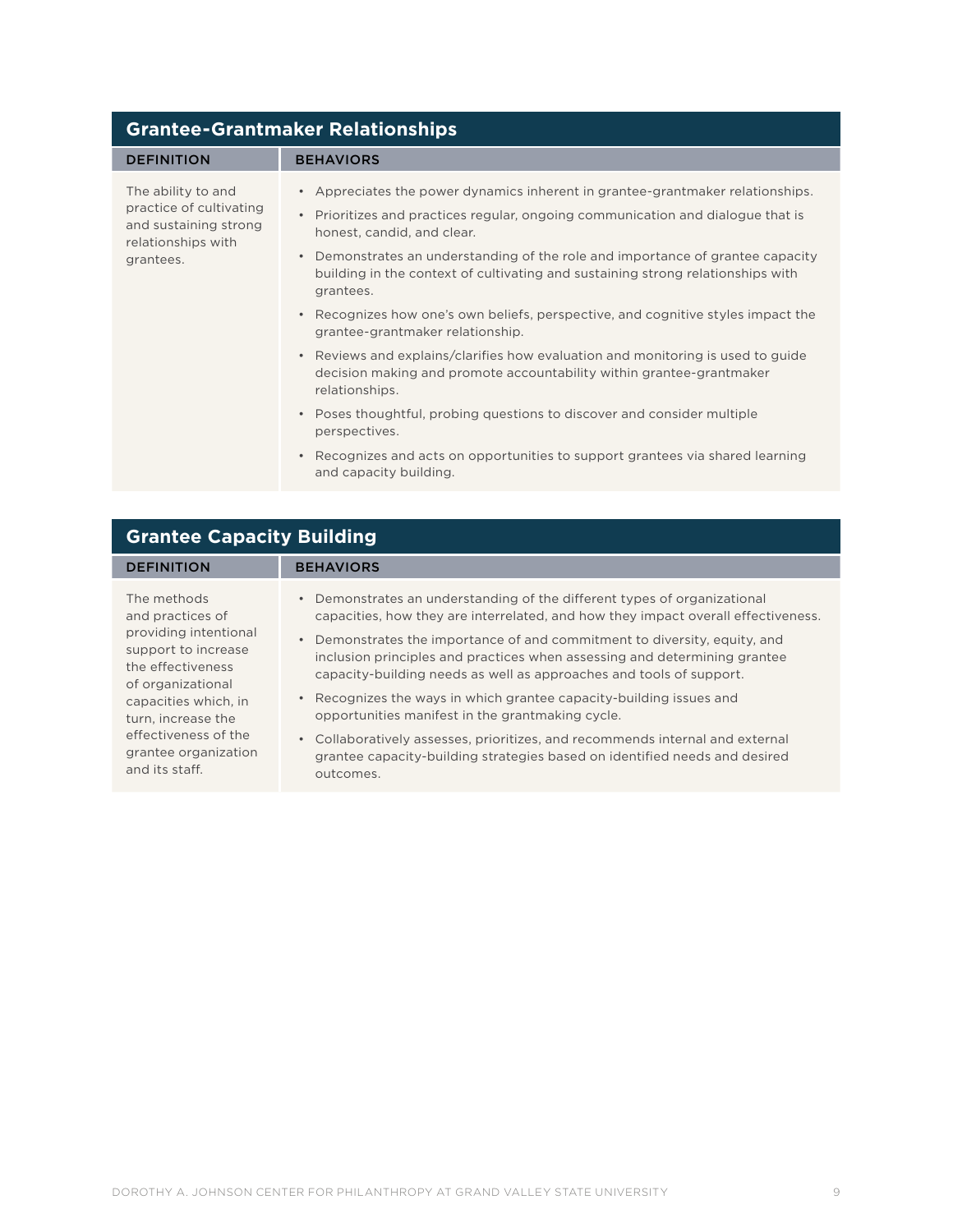## Grantee-Grantmaker Relationships

| DEFINITION | BEHAVIORS |
| --- | --- |
| The ability to and practice of cultivating and sustaining strong relationships with grantees. | • Appreciates the power dynamics inherent in grantee-grantmaker relationships.<br>• Prioritizes and practices regular, ongoing communication and dialogue that is honest, candid, and clear.<br>• Demonstrates an understanding of the role and importance of grantee capacity building in the context of cultivating and sustaining strong relationships with grantees.<br>• Recognizes how one's own beliefs, perspective, and cognitive styles impact the grantee-grantmaker relationship.<br>• Reviews and explains/clarifies how evaluation and monitoring is used to guide decision making and promote accountability within grantee-grantmaker relationships.<br>• Poses thoughtful, probing questions to discover and consider multiple perspectives.<br>• Recognizes and acts on opportunities to support grantees via shared learning and capacity building. |

## Grantee Capacity Building

| DEFINITION | BEHAVIORS |
| --- | --- |
| The methods and practices of providing intentional support to increase the effectiveness of organizational capacities which, in turn, increase the effectiveness of the grantee organization and its staff. | • Demonstrates an understanding of the different types of organizational capacities, how they are interrelated, and how they impact overall effectiveness.<br>• Demonstrates the importance of and commitment to diversity, equity, and inclusion principles and practices when assessing and determining grantee capacity-building needs as well as approaches and tools of support.<br>• Recognizes the ways in which grantee capacity-building issues and opportunities manifest in the grantmaking cycle.<br>• Collaboratively assesses, prioritizes, and recommends internal and external grantee capacity-building strategies based on identified needs and desired outcomes. |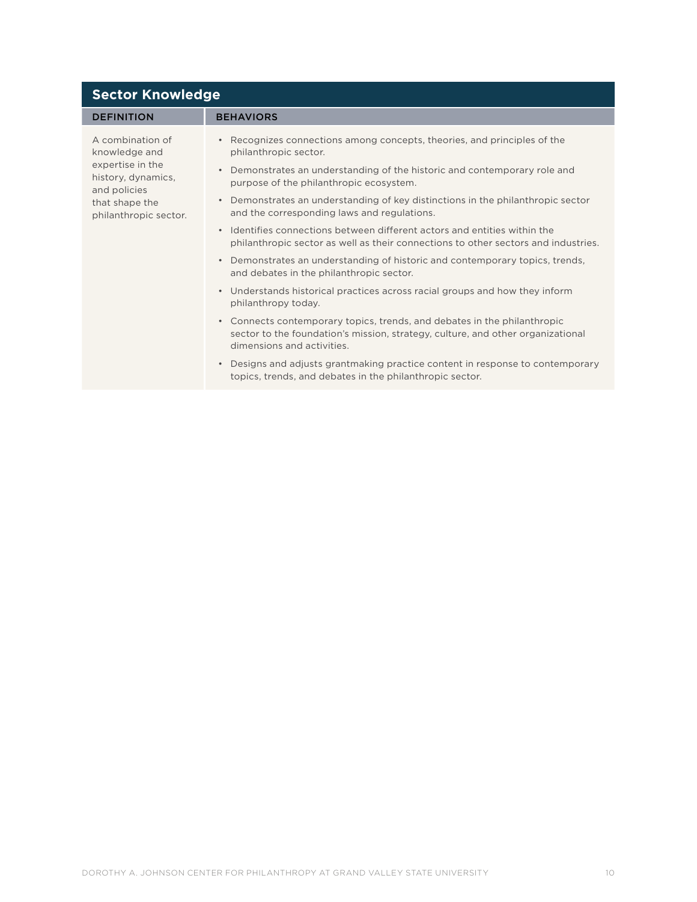## Sector Knowledge

| DEFINITION | BEHAVIORS |
| --- | --- |
| A combination of knowledge and expertise in the history, dynamics, and policies that shape the philanthropic sector. | • Recognizes connections among concepts, theories, and principles of the philanthropic sector.<br>• Demonstrates an understanding of the historic and contemporary role and purpose of the philanthropic ecosystem.<br>• Demonstrates an understanding of key distinctions in the philanthropic sector and the corresponding laws and regulations.<br>• Identifies connections between different actors and entities within the philanthropic sector as well as their connections to other sectors and industries.<br>• Demonstrates an understanding of historic and contemporary topics, trends, and debates in the philanthropic sector.<br>• Understands historical practices across racial groups and how they inform philanthropy today.<br>• Connects contemporary topics, trends, and debates in the philanthropic sector to the foundation's mission, strategy, culture, and other organizational dimensions and activities.<br>• Designs and adjusts grantmaking practice content in response to contemporary topics, trends, and debates in the philanthropic sector. |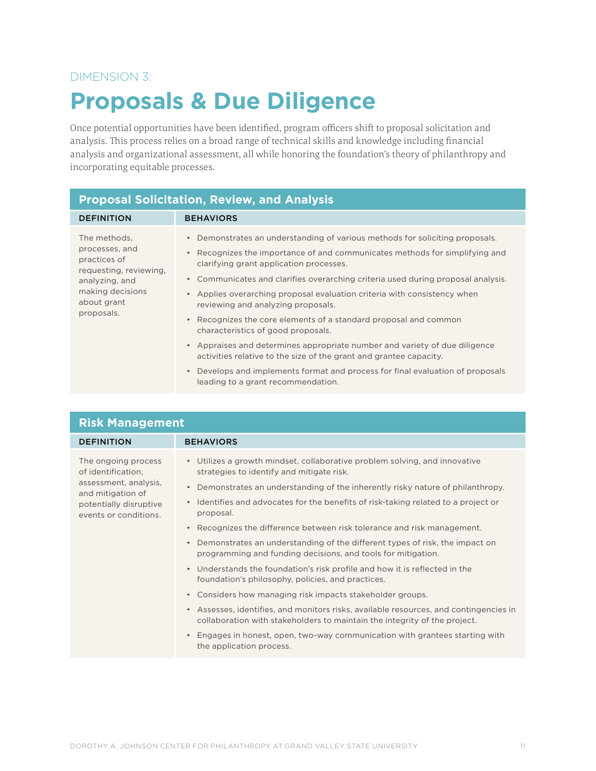DIMENSION 3:

# Proposals & Due Diligence

Once potential opportunities have been identified, program officers shift to proposal solicitation and analysis. This process relies on a broad range of technical skills and knowledge including financial analysis and organizational assessment, all while honoring the foundation's theory of philanthropy and incorporating equitable processes.

## Proposal Solicitation, Review, and Analysis

| DEFINITION | BEHAVIORS |
| --- | --- |
| The methods, processes, and practices of requesting, reviewing, analyzing, and making decisions about grant proposals. | • Demonstrates an understanding of various methods for soliciting proposals.<br>• Recognizes the importance of and communicates methods for simplifying and clarifying grant application processes.<br>• Communicates and clarifies overarching criteria used during proposal analysis.<br>• Applies overarching proposal evaluation criteria with consistency when reviewing and analyzing proposals.<br>• Recognizes the core elements of a standard proposal and common characteristics of good proposals.<br>• Appraises and determines appropriate number and variety of due diligence activities relative to the size of the grant and grantee capacity.<br>• Develops and implements format and process for final evaluation of proposals leading to a grant recommendation. |

## Risk Management

| DEFINITION | BEHAVIORS |
| --- | --- |
| The ongoing process of identification, assessment, analysis, and mitigation of potentially disruptive events or conditions. | • Utilizes a growth mindset, collaborative problem solving, and innovative strategies to identify and mitigate risk.<br>• Demonstrates an understanding of the inherently risky nature of philanthropy.<br>• Identifies and advocates for the benefits of risk-taking related to a project or proposal.<br>• Recognizes the difference between risk tolerance and risk management.<br>• Demonstrates an understanding of the different types of risk, the impact on programming and funding decisions, and tools for mitigation.<br>• Understands the foundation's risk profile and how it is reflected in the foundation's philosophy, policies, and practices.<br>• Considers how managing risk impacts stakeholder groups.<br>• Assesses, identifies, and monitors risks, available resources, and contingencies in collaboration with stakeholders to maintain the integrity of the project.<br>• Engages in honest, open, two-way communication with grantees starting with the application process. |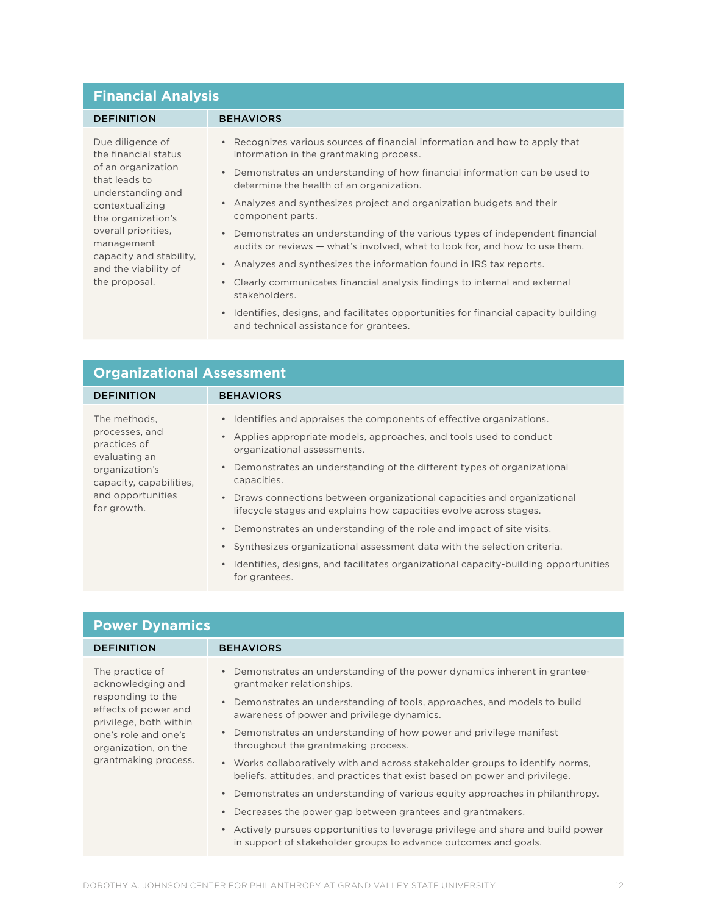## Financial Analysis

| DEFINITION | BEHAVIORS |
| --- | --- |
| Due diligence of the financial status of an organization that leads to understanding and contextualizing the organization's overall priorities, management capacity and stability, and the viability of the proposal. | • Recognizes various sources of financial information and how to apply that information in the grantmaking process.<br>• Demonstrates an understanding of how financial information can be used to determine the health of an organization.<br>• Analyzes and synthesizes project and organization budgets and their component parts.<br>• Demonstrates an understanding of the various types of independent financial audits or reviews — what's involved, what to look for, and how to use them.<br>• Analyzes and synthesizes the information found in IRS tax reports.<br>• Clearly communicates financial analysis findings to internal and external stakeholders.<br>• Identifies, designs, and facilitates opportunities for financial capacity building and technical assistance for grantees. |

## Organizational Assessment

| DEFINITION | BEHAVIORS |
| --- | --- |
| The methods, processes, and practices of evaluating an organization's capacity, capabilities, and opportunities for growth. | • Identifies and appraises the components of effective organizations.<br>• Applies appropriate models, approaches, and tools used to conduct organizational assessments.<br>• Demonstrates an understanding of the different types of organizational capacities.<br>• Draws connections between organizational capacities and organizational lifecycle stages and explains how capacities evolve across stages.<br>• Demonstrates an understanding of the role and impact of site visits.<br>• Synthesizes organizational assessment data with the selection criteria.<br>• Identifies, designs, and facilitates organizational capacity-building opportunities for grantees. |

## Power Dynamics

| DEFINITION | BEHAVIORS |
| --- | --- |
| The practice of acknowledging and responding to the effects of power and privilege, both within one's role and one's organization, on the grantmaking process. | • Demonstrates an understanding of the power dynamics inherent in grantee-grantmaker relationships.<br>• Demonstrates an understanding of tools, approaches, and models to build awareness of power and privilege dynamics.<br>• Demonstrates an understanding of how power and privilege manifest throughout the grantmaking process.<br>• Works collaboratively with and across stakeholder groups to identify norms, beliefs, attitudes, and practices that exist based on power and privilege.<br>• Demonstrates an understanding of various equity approaches in philanthropy.<br>• Decreases the power gap between grantees and grantmakers.<br>• Actively pursues opportunities to leverage privilege and share and build power in support of stakeholder groups to advance outcomes and goals. |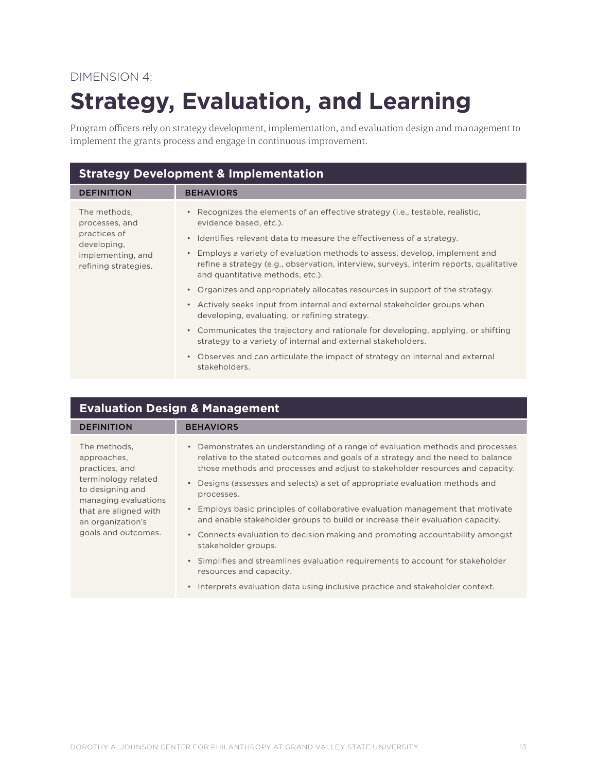DIMENSION 4:

# Strategy, Evaluation, and Learning

Program officers rely on strategy development, implementation, and evaluation design and management to implement the grants process and engage in continuous improvement.

## Strategy Development & Implementation

| DEFINITION | BEHAVIORS |
| --- | --- |
| The methods, processes, and practices of developing, implementing, and refining strategies. | • Recognizes the elements of an effective strategy (i.e., testable, realistic, evidence based, etc.).<br>• Identifies relevant data to measure the effectiveness of a strategy.<br>• Employs a variety of evaluation methods to assess, develop, implement and refine a strategy (e.g., observation, interview, surveys, interim reports, qualitative and quantitative methods, etc.).<br>• Organizes and appropriately allocates resources in support of the strategy.<br>• Actively seeks input from internal and external stakeholder groups when developing, evaluating, or refining strategy.<br>• Communicates the trajectory and rationale for developing, applying, or shifting strategy to a variety of internal and external stakeholders.<br>• Observes and can articulate the impact of strategy on internal and external stakeholders. |

## Evaluation Design & Management

| DEFINITION | BEHAVIORS |
| --- | --- |
| The methods, approaches, practices, and terminology related to designing and managing evaluations that are aligned with an organization's goals and outcomes. | • Demonstrates an understanding of a range of evaluation methods and processes relative to the stated outcomes and goals of a strategy and the need to balance those methods and processes and adjust to stakeholder resources and capacity.<br>• Designs (assesses and selects) a set of appropriate evaluation methods and processes.<br>• Employs basic principles of collaborative evaluation management that motivate and enable stakeholder groups to build or increase their evaluation capacity.<br>• Connects evaluation to decision making and promoting accountability amongst stakeholder groups.<br>• Simplifies and streamlines evaluation requirements to account for stakeholder resources and capacity.<br>• Interprets evaluation data using inclusive practice and stakeholder context. |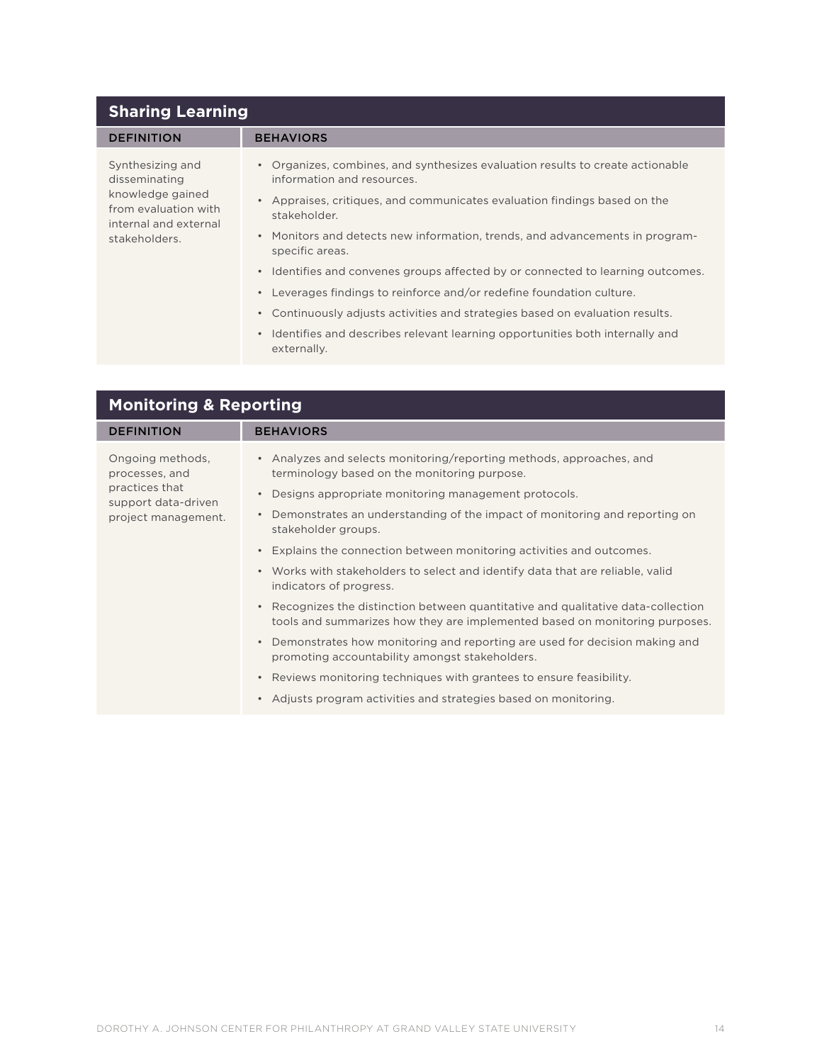## Sharing Learning

| DEFINITION | BEHAVIORS |
|---|---|
| Synthesizing and disseminating knowledge gained from evaluation with internal and external stakeholders. | • Organizes, combines, and synthesizes evaluation results to create actionable information and resources.<br>• Appraises, critiques, and communicates evaluation findings based on the stakeholder.<br>• Monitors and detects new information, trends, and advancements in program-specific areas.<br>• Identifies and convenes groups affected by or connected to learning outcomes.<br>• Leverages findings to reinforce and/or redefine foundation culture.<br>• Continuously adjusts activities and strategies based on evaluation results.<br>• Identifies and describes relevant learning opportunities both internally and externally. |

## Monitoring & Reporting

| DEFINITION | BEHAVIORS |
|---|---|
| Ongoing methods, processes, and practices that support data-driven project management. | • Analyzes and selects monitoring/reporting methods, approaches, and terminology based on the monitoring purpose.<br>• Designs appropriate monitoring management protocols.<br>• Demonstrates an understanding of the impact of monitoring and reporting on stakeholder groups.<br>• Explains the connection between monitoring activities and outcomes.<br>• Works with stakeholders to select and identify data that are reliable, valid indicators of progress.<br>• Recognizes the distinction between quantitative and qualitative data-collection tools and summarizes how they are implemented based on monitoring purposes.<br>• Demonstrates how monitoring and reporting are used for decision making and promoting accountability amongst stakeholders.<br>• Reviews monitoring techniques with grantees to ensure feasibility.<br>• Adjusts program activities and strategies based on monitoring. |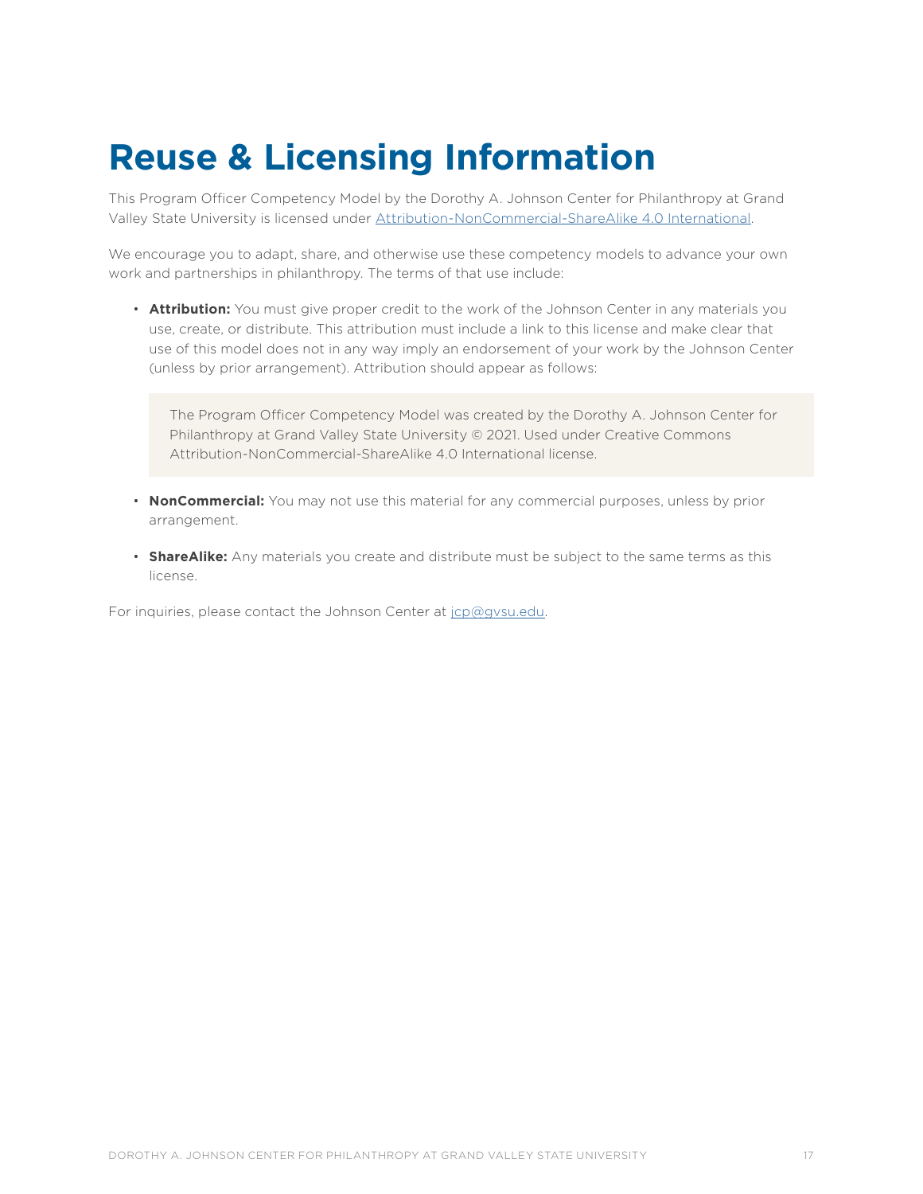# Reuse & Licensing Information

This Program Officer Competency Model by the Dorothy A. Johnson Center for Philanthropy at Grand Valley State University is licensed under [Attribution-NonCommercial-ShareAlike 4.0 International](https://creativecommons.org/licenses/by-nc-sa/4.0/).

We encourage you to adapt, share, and otherwise use these competency models to advance your own work and partnerships in philanthropy. The terms of that use include:

- **Attribution:** You must give proper credit to the work of the Johnson Center in any materials you use, create, or distribute. This attribution must include a link to this license and make clear that use of this model does not in any way imply an endorsement of your work by the Johnson Center (unless by prior arrangement). Attribution should appear as follows:

  > The Program Officer Competency Model was created by the Dorothy A. Johnson Center for Philanthropy at Grand Valley State University © 2021. Used under Creative Commons Attribution-NonCommercial-ShareAlike 4.0 International license.

- **NonCommercial:** You may not use this material for any commercial purposes, unless by prior arrangement.

- **ShareAlike:** Any materials you create and distribute must be subject to the same terms as this license.

For inquiries, please contact the Johnson Center at [jcp@gvsu.edu](mailto:jcp@gvsu.edu).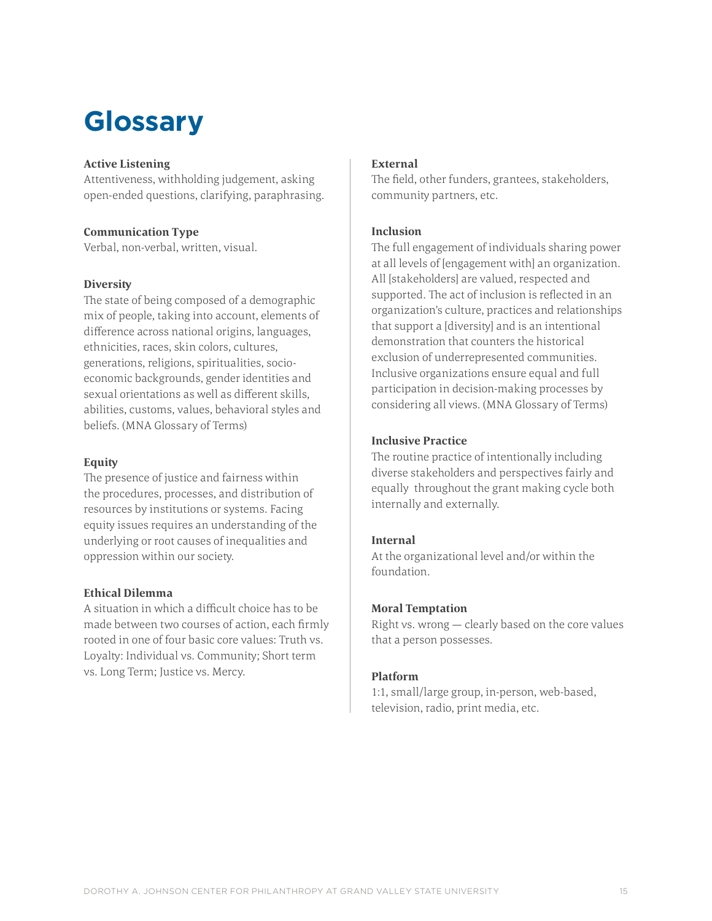# Glossary

**Active Listening**
Attentiveness, withholding judgement, asking open-ended questions, clarifying, paraphrasing.

**Communication Type**
Verbal, non-verbal, written, visual.

**Diversity**
The state of being composed of a demographic mix of people, taking into account, elements of difference across national origins, languages, ethnicities, races, skin colors, cultures, generations, religions, spiritualities, socio-economic backgrounds, gender identities and sexual orientations as well as different skills, abilities, customs, values, behavioral styles and beliefs. (MNA Glossary of Terms)

**Equity**
The presence of justice and fairness within the procedures, processes, and distribution of resources by institutions or systems. Facing equity issues requires an understanding of the underlying or root causes of inequalities and oppression within our society.

**Ethical Dilemma**
A situation in which a difficult choice has to be made between two courses of action, each firmly rooted in one of four basic core values: Truth vs. Loyalty: Individual vs. Community; Short term vs. Long Term; Justice vs. Mercy.

**External**
The field, other funders, grantees, stakeholders, community partners, etc.

**Inclusion**
The full engagement of individuals sharing power at all levels of [engagement with] an organization. All [stakeholders] are valued, respected and supported. The act of inclusion is reflected in an organization's culture, practices and relationships that support a [diversity] and is an intentional demonstration that counters the historical exclusion of underrepresented communities. Inclusive organizations ensure equal and full participation in decision-making processes by considering all views. (MNA Glossary of Terms)

**Inclusive Practice**
The routine practice of intentionally including diverse stakeholders and perspectives fairly and equally throughout the grant making cycle both internally and externally.

**Internal**
At the organizational level and/or within the foundation.

**Moral Temptation**
Right vs. wrong — clearly based on the core values that a person possesses.

**Platform**
1:1, small/large group, in-person, web-based, television, radio, print media, etc.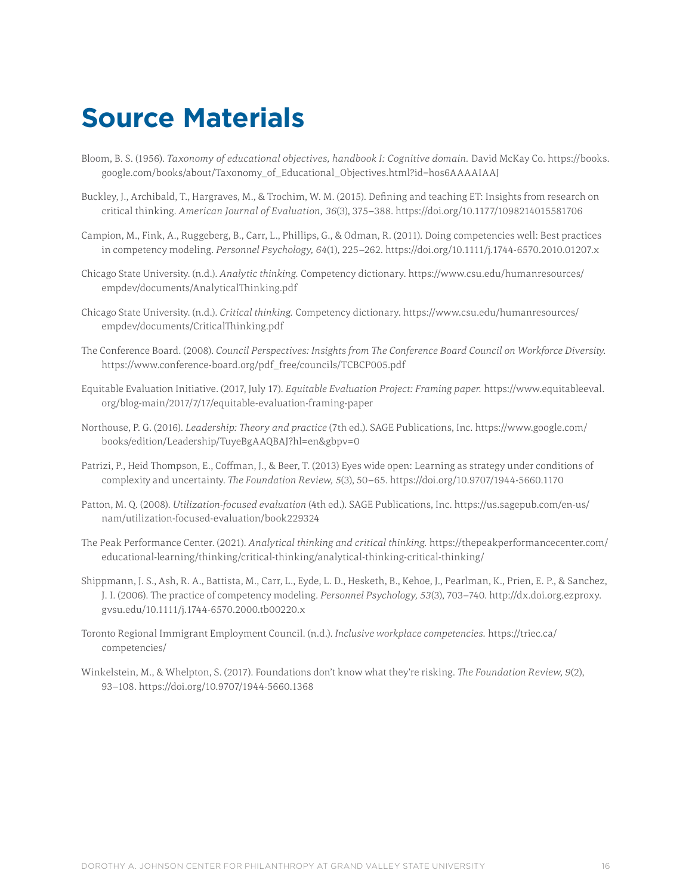# Source Materials

Bloom, B. S. (1956). *Taxonomy of educational objectives, handbook I: Cognitive domain.* David McKay Co. https://books.google.com/books/about/Taxonomy_of_Educational_Objectives.html?id=hos6AAAAIAAJ

Buckley, J., Archibald, T., Hargraves, M., & Trochim, W. M. (2015). Defining and teaching ET: Insights from research on critical thinking. *American Journal of Evaluation, 36*(3), 375–388. https://doi.org/10.1177/1098214015581706

Campion, M., Fink, A., Ruggeberg, B., Carr, L., Phillips, G., & Odman, R. (2011). Doing competencies well: Best practices in competency modeling. *Personnel Psychology, 64*(1), 225–262. https://doi.org/10.1111/j.1744-6570.2010.01207.x

Chicago State University. (n.d.). *Analytic thinking.* Competency dictionary. https://www.csu.edu/humanresources/empdev/documents/AnalyticalThinking.pdf

Chicago State University. (n.d.). *Critical thinking.* Competency dictionary. https://www.csu.edu/humanresources/empdev/documents/CriticalThinking.pdf

The Conference Board. (2008). *Council Perspectives: Insights from The Conference Board Council on Workforce Diversity.* https://www.conference-board.org/pdf_free/councils/TCBCP005.pdf

Equitable Evaluation Initiative. (2017, July 17). *Equitable Evaluation Project: Framing paper.* https://www.equitableeval.org/blog-main/2017/7/17/equitable-evaluation-framing-paper

Northouse, P. G. (2016). *Leadership: Theory and practice* (7th ed.). SAGE Publications, Inc. https://www.google.com/books/edition/Leadership/TuyeBgAAQBAJ?hl=en&gbpv=0

Patrizi, P., Heid Thompson, E., Coffman, J., & Beer, T. (2013) Eyes wide open: Learning as strategy under conditions of complexity and uncertainty. *The Foundation Review, 5*(3), 50–65. https://doi.org/10.9707/1944-5660.1170

Patton, M. Q. (2008). *Utilization-focused evaluation* (4th ed.). SAGE Publications, Inc. https://us.sagepub.com/en-us/nam/utilization-focused-evaluation/book229324

The Peak Performance Center. (2021). *Analytical thinking and critical thinking.* https://thepeakperformancecenter.com/educational-learning/thinking/critical-thinking/analytical-thinking-critical-thinking/

Shippmann, J. S., Ash, R. A., Battista, M., Carr, L., Eyde, L. D., Hesketh, B., Kehoe, J., Pearlman, K., Prien, E. P., & Sanchez, J. I. (2006). The practice of competency modeling. *Personnel Psychology, 53*(3), 703–740. http://dx.doi.org.ezproxy.gvsu.edu/10.1111/j.1744-6570.2000.tb00220.x

Toronto Regional Immigrant Employment Council. (n.d.). *Inclusive workplace competencies.* https://triec.ca/competencies/

Winkelstein, M., & Whelpton, S. (2017). Foundations don't know what they're risking. *The Foundation Review, 9*(2), 93–108. https://doi.org/10.9707/1944-5660.1368